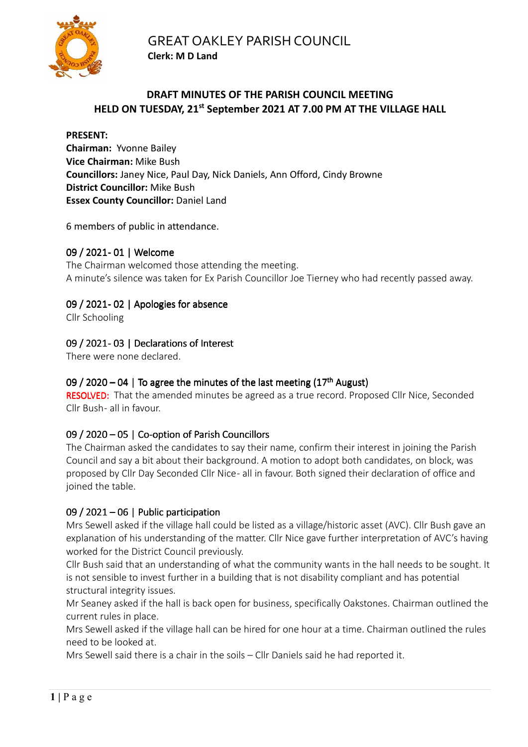# GREAT OAKLEY PARISH COUNCIL

**Clerk: M D Land**

## DRAFT MINUTES OF THE PARISH COUNCIL MEETING HELD ON TUESDAY, 21st September 2021 AT 7.00 PM AT THE VILLAGE HALL

**PRESENT:**
**Chairman:** Yvonne Bailey
**Vice Chairman:** Mike Bush
**Councillors:** Janey Nice, Paul Day, Nick Daniels, Ann Offord, Cindy Browne
**District Councillor:** Mike Bush
**Essex County Councillor:** Daniel Land

6 members of public in attendance.

### 09 / 2021- 01 | Welcome

The Chairman welcomed those attending the meeting.
A minute's silence was taken for Ex Parish Councillor Joe Tierney who had recently passed away.

### 09 / 2021- 02 | Apologies for absence

Cllr Schooling

### 09 / 2021- 03 | Declarations of Interest

There were none declared.

### 09 / 2020 – 04 | To agree the minutes of the last meeting (17th August)

RESOLVED: That the amended minutes be agreed as a true record. Proposed Cllr Nice, Seconded Cllr Bush- all in favour.

### 09 / 2020 – 05 | Co-option of Parish Councillors

The Chairman asked the candidates to say their name, confirm their interest in joining the Parish Council and say a bit about their background. A motion to adopt both candidates, on block, was proposed by Cllr Day Seconded Cllr Nice- all in favour. Both signed their declaration of office and joined the table.

### 09 / 2021 – 06 | Public participation

Mrs Sewell asked if the village hall could be listed as a village/historic asset (AVC). Cllr Bush gave an explanation of his understanding of the matter. Cllr Nice gave further interpretation of AVC's having worked for the District Council previously.

Cllr Bush said that an understanding of what the community wants in the hall needs to be sought. It is not sensible to invest further in a building that is not disability compliant and has potential structural integrity issues.

Mr Seaney asked if the hall is back open for business, specifically Oakstones. Chairman outlined the current rules in place.

Mrs Sewell asked if the village hall can be hired for one hour at a time. Chairman outlined the rules need to be looked at.

Mrs Sewell said there is a chair in the soils – Cllr Daniels said he had reported it.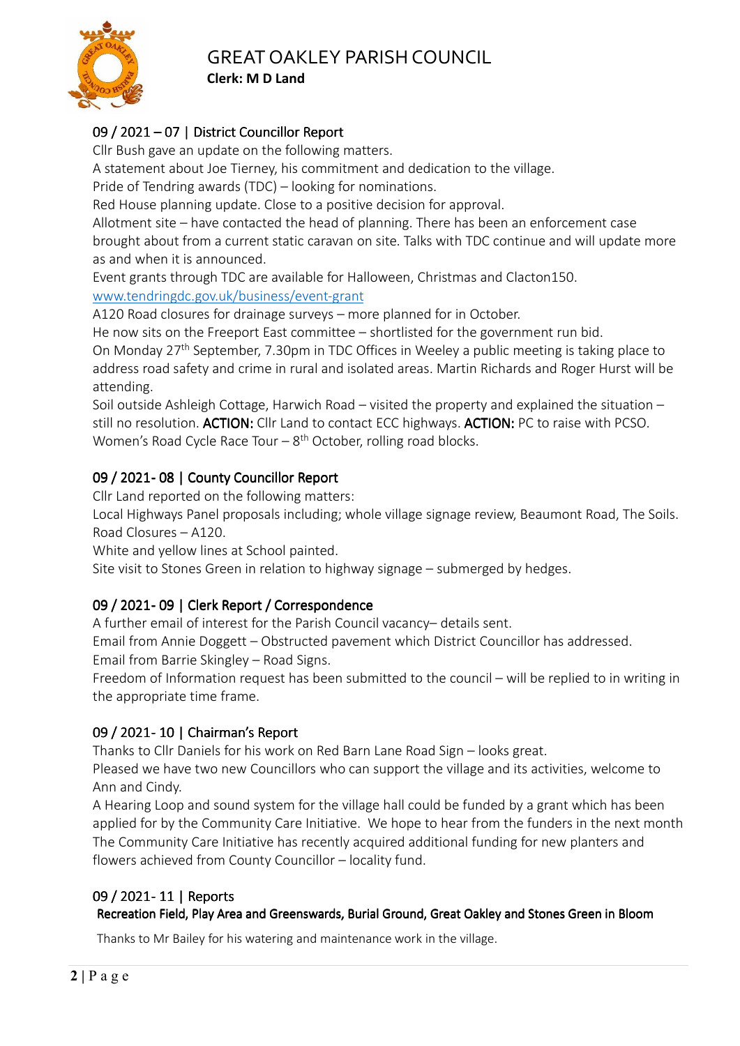# GREAT OAKLEY PARISH COUNCIL

**Clerk: M D Land**

## 09 / 2021 – 07 | District Councillor Report

Cllr Bush gave an update on the following matters.

A statement about Joe Tierney, his commitment and dedication to the village.

Pride of Tendring awards (TDC) – looking for nominations.

Red House planning update. Close to a positive decision for approval.

Allotment site – have contacted the head of planning. There has been an enforcement case brought about from a current static caravan on site. Talks with TDC continue and will update more as and when it is announced.

Event grants through TDC are available for Halloween, Christmas and Clacton150. www.tendringdc.gov.uk/business/event-grant

A120 Road closures for drainage surveys – more planned for in October.

He now sits on the Freeport East committee – shortlisted for the government run bid.

On Monday 27th September, 7.30pm in TDC Offices in Weeley a public meeting is taking place to address road safety and crime in rural and isolated areas. Martin Richards and Roger Hurst will be attending.

Soil outside Ashleigh Cottage, Harwich Road – visited the property and explained the situation – still no resolution. **ACTION:** Cllr Land to contact ECC highways. **ACTION:** PC to raise with PCSO.

Women's Road Cycle Race Tour – 8th October, rolling road blocks.

## 09 / 2021- 08 | County Councillor Report

Cllr Land reported on the following matters:

Local Highways Panel proposals including; whole village signage review, Beaumont Road, The Soils.

Road Closures – A120.

White and yellow lines at School painted.

Site visit to Stones Green in relation to highway signage – submerged by hedges.

## 09 / 2021- 09 | Clerk Report / Correspondence

A further email of interest for the Parish Council vacancy– details sent.

Email from Annie Doggett – Obstructed pavement which District Councillor has addressed.

Email from Barrie Skingley – Road Signs.

Freedom of Information request has been submitted to the council – will be replied to in writing in the appropriate time frame.

## 09 / 2021- 10 | Chairman's Report

Thanks to Cllr Daniels for his work on Red Barn Lane Road Sign – looks great.

Pleased we have two new Councillors who can support the village and its activities, welcome to Ann and Cindy.

A Hearing Loop and sound system for the village hall could be funded by a grant which has been applied for by the Community Care Initiative. We hope to hear from the funders in the next month

The Community Care Initiative has recently acquired additional funding for new planters and flowers achieved from County Councillor – locality fund.

## 09 / 2021- 11 | Reports

### Recreation Field, Play Area and Greenswards, Burial Ground, Great Oakley and Stones Green in Bloom

Thanks to Mr Bailey for his watering and maintenance work in the village.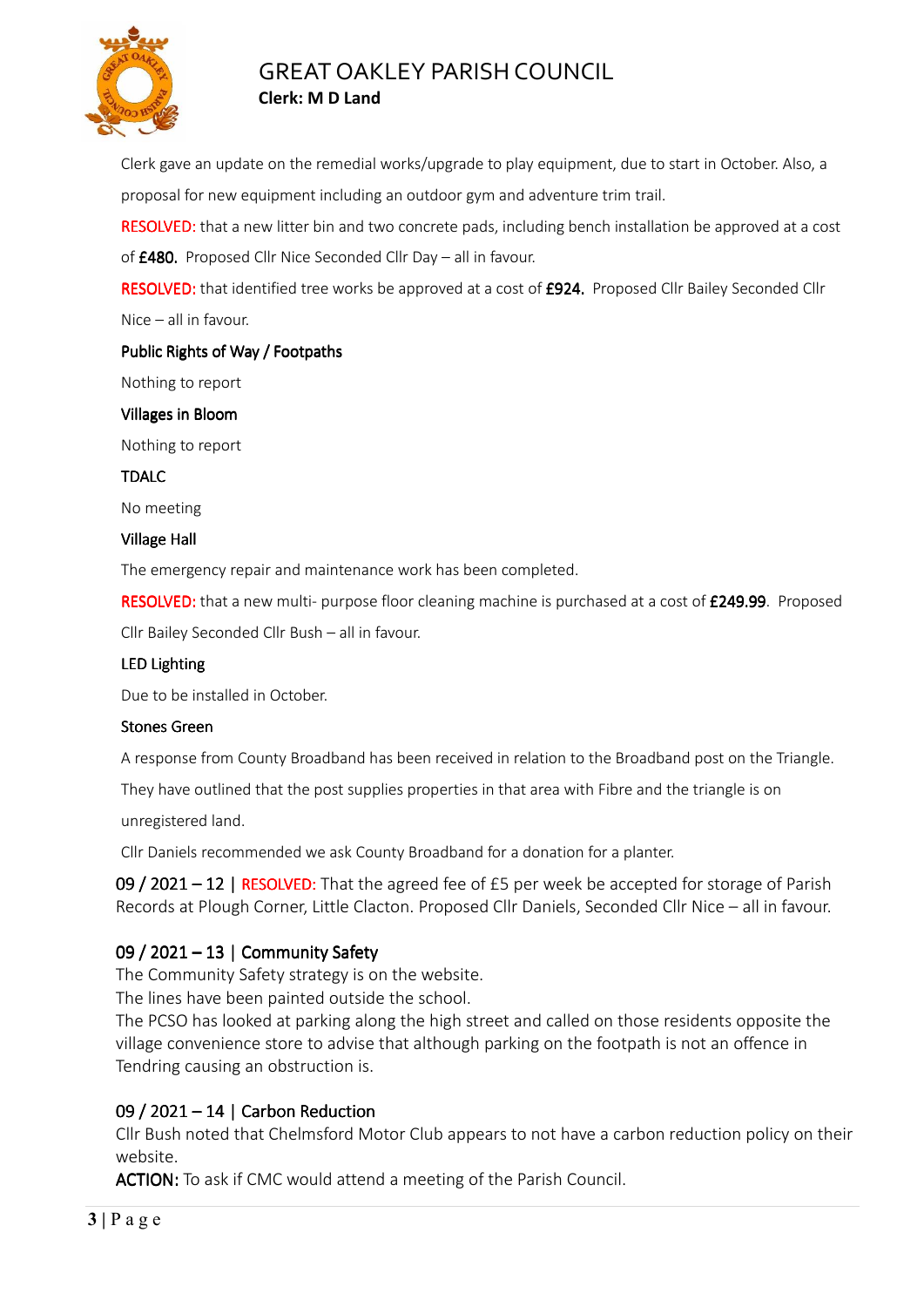Clerk gave an update on the remedial works/upgrade to play equipment, due to start in October. Also, a proposal for new equipment including an outdoor gym and adventure trim trail.

RESOLVED: that a new litter bin and two concrete pads, including bench installation be approved at a cost of **£480.** Proposed Cllr Nice Seconded Cllr Day – all in favour.

RESOLVED: that identified tree works be approved at a cost of **£924.** Proposed Cllr Bailey Seconded Cllr Nice – all in favour.

**Public Rights of Way / Footpaths**

Nothing to report

**Villages in Bloom**

Nothing to report

**TDALC**

No meeting

**Village Hall**

The emergency repair and maintenance work has been completed.

RESOLVED: that a new multi- purpose floor cleaning machine is purchased at a cost of **£249.99**. Proposed Cllr Bailey Seconded Cllr Bush – all in favour.

**LED Lighting**

Due to be installed in October.

**Stones Green**

A response from County Broadband has been received in relation to the Broadband post on the Triangle. They have outlined that the post supplies properties in that area with Fibre and the triangle is on unregistered land.

Cllr Daniels recommended we ask County Broadband for a donation for a planter.

09 / 2021 – 12 | RESOLVED: That the agreed fee of £5 per week be accepted for storage of Parish Records at Plough Corner, Little Clacton. Proposed Cllr Daniels, Seconded Cllr Nice – all in favour.

## 09 / 2021 – 13 | Community Safety

The Community Safety strategy is on the website.
The lines have been painted outside the school.
The PCSO has looked at parking along the high street and called on those residents opposite the village convenience store to advise that although parking on the footpath is not an offence in Tendring causing an obstruction is.

## 09 / 2021 – 14 | Carbon Reduction

Cllr Bush noted that Chelmsford Motor Club appears to not have a carbon reduction policy on their website.

**ACTION:** To ask if CMC would attend a meeting of the Parish Council.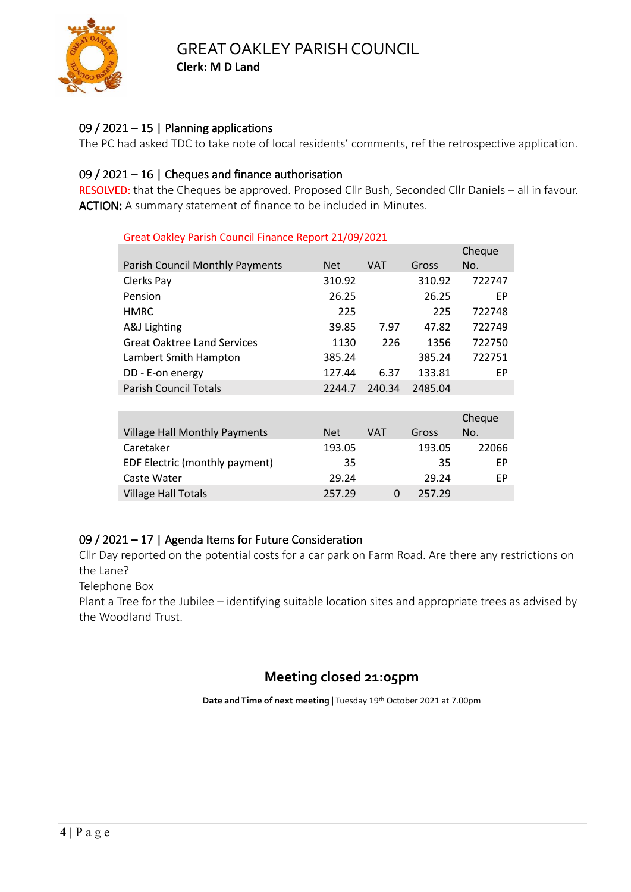# GREAT OAKLEY PARISH COUNCIL

**Clerk: M D Land**

## 09 / 2021 – 15 | Planning applications

The PC had asked TDC to take note of local residents' comments, ref the retrospective application.

## 09 / 2021 – 16 | Cheques and finance authorisation

RESOLVED: that the Cheques be approved. Proposed Cllr Bush, Seconded Cllr Daniels – all in favour.
**ACTION:** A summary statement of finance to be included in Minutes.

Great Oakley Parish Council Finance Report 21/09/2021

| Parish Council Monthly Payments | Net | VAT | Gross | Cheque No. |
|---|---|---|---|---|
| Clerks Pay | 310.92 | | 310.92 | 722747 |
| Pension | 26.25 | | 26.25 | EP |
| HMRC | 225 | | 225 | 722748 |
| A&J Lighting | 39.85 | 7.97 | 47.82 | 722749 |
| Great Oaktree Land Services | 1130 | 226 | 1356 | 722750 |
| Lambert Smith Hampton | 385.24 | | 385.24 | 722751 |
| DD - E-on energy | 127.44 | 6.37 | 133.81 | EP |
| Parish Council Totals | 2244.7 | 240.34 | 2485.04 | |

| Village Hall Monthly Payments | Net | VAT | Gross | Cheque No. |
|---|---|---|---|---|
| Caretaker | 193.05 | | 193.05 | 22066 |
| EDF Electric (monthly payment) | 35 | | 35 | EP |
| Caste Water | 29.24 | | 29.24 | EP |
| Village Hall Totals | 257.29 | 0 | 257.29 | |

## 09 / 2021 – 17 | Agenda Items for Future Consideration

Cllr Day reported on the potential costs for a car park on Farm Road. Are there any restrictions on the Lane?

Telephone Box

Plant a Tree for the Jubilee – identifying suitable location sites and appropriate trees as advised by the Woodland Trust.

**Meeting closed 21:05pm**

**Date and Time of next meeting |** Tuesday 19th October 2021 at 7.00pm